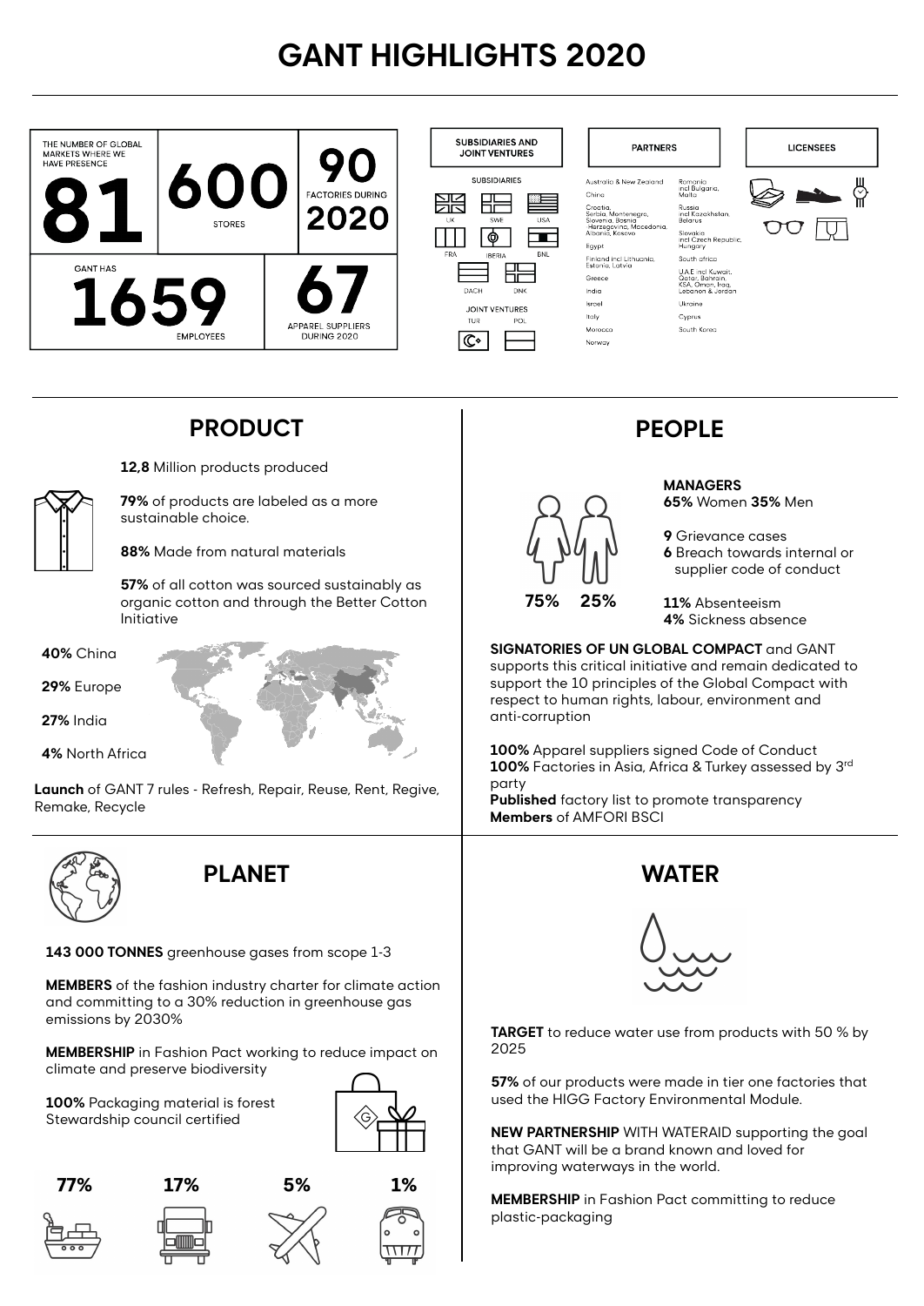# GANT HIGHLIGHTS 2020

THE NUMBER OF GLOBAL MARKETS WHERE WE HAVE PRESENCE **81**

**600** STORES

**90** FACTORIES DURING **2020**

GANT HAS **1659** EMPLOYEES

**67** APPAREL SUPPLIERS DURING 2020

**SUBSIDIARIES AND JOINT VENTURES**

SUBSIDIARIES

UK, SWE, USA, FRA, IBERIA, BNL, DACH, DNK

JOINT VENTURES

TUR, POL

**PARTNERS**

- Australia & New Zealand
- China
- Croatia, Serbia, Montenegro, Slovenia, Bosnia -Herzegovina, Macedonia, Albania, Kosovo
- Egypt
- Finland incl Lithuania, Estonia, Latvia
- Greece
- India
- Israel
- Italy
- Morocco
- Norway
- Romania incl Bulgaria, Malta
- Russia incl Kazakhstan, Belarus
- Slovakia incl Czech Republic, Hungary
- South africa
- U.A.E incl Kuwait, Qatar, Bahrain, KSA, Oman, Iraq, Lebanon & Jordan
- Ukraine
- Cyprus
- South Korea

**LICENSEES**

## PRODUCT

**12,8** Million products produced

**79%** of products are labeled as a more sustainable choice.

**88%** Made from natural materials

**57%** of all cotton was sourced sustainably as organic cotton and through the Better Cotton Initiative

**40%** China

**29%** Europe

**27%** India

**4%** North Africa

**Launch** of GANT 7 rules - Refresh, Repair, Reuse, Rent, Regive, Remake, Recycle

## PEOPLE

**75%** **25%**

**MANAGERS**
**65%** Women **35%** Men

**9** Grievance cases
**6** Breach towards internal or supplier code of conduct

**11%** Absenteeism
**4%** Sickness absence

**SIGNATORIES OF UN GLOBAL COMPACT** and GANT supports this critical initiative and remain dedicated to support the 10 principles of the Global Compact with respect to human rights, labour, environment and anti-corruption

**100%** Apparel suppliers signed Code of Conduct
**100%** Factories in Asia, Africa & Turkey assessed by 3rd party
**Published** factory list to promote transparency
**Members** of AMFORI BSCI

## PLANET

**143 000 TONNES** greenhouse gases from scope 1-3

**MEMBERS** of the fashion industry charter for climate action and committing to a 30% reduction in greenhouse gas emissions by 2030%

**MEMBERSHIP** in Fashion Pact working to reduce impact on climate and preserve biodiversity

**100%** Packaging material is forest Stewardship council certified

**77%** **17%** **5%** **1%**

## WATER

**TARGET** to reduce water use from products with 50 % by 2025

**57%** of our products were made in tier one factories that used the HIGG Factory Environmental Module.

**NEW PARTNERSHIP** WITH WATERAID supporting the goal that GANT will be a brand known and loved for improving waterways in the world.

**MEMBERSHIP** in Fashion Pact committing to reduce plastic-packaging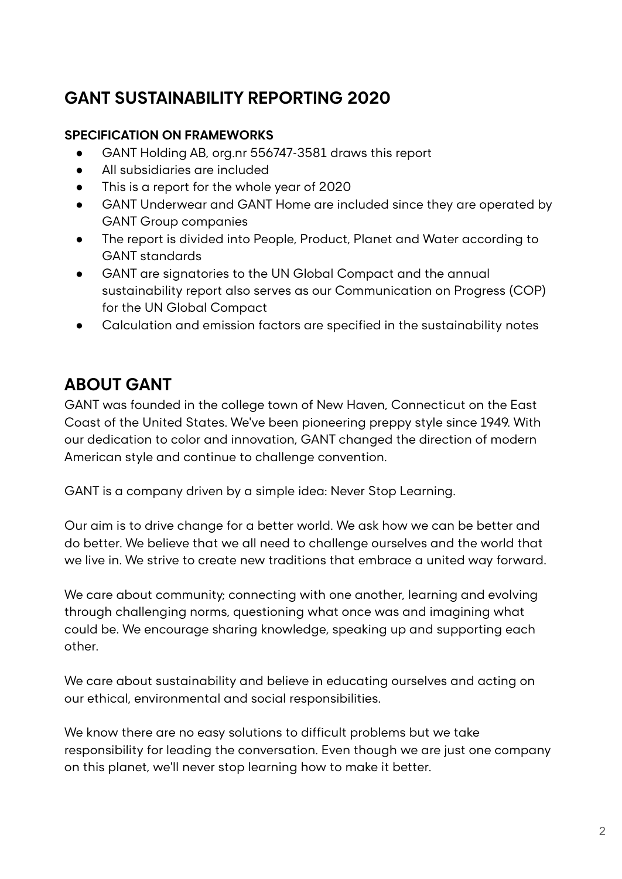## GANT SUSTAINABILITY REPORTING 2020

**SPECIFICATION ON FRAMEWORKS**

- GANT Holding AB, org.nr 556747-3581 draws this report
- All subsidiaries are included
- This is a report for the whole year of 2020
- GANT Underwear and GANT Home are included since they are operated by GANT Group companies
- The report is divided into People, Product, Planet and Water according to GANT standards
- GANT are signatories to the UN Global Compact and the annual sustainability report also serves as our Communication on Progress (COP) for the UN Global Compact
- Calculation and emission factors are specified in the sustainability notes

## ABOUT GANT

GANT was founded in the college town of New Haven, Connecticut on the East Coast of the United States. We've been pioneering preppy style since 1949. With our dedication to color and innovation, GANT changed the direction of modern American style and continue to challenge convention.

GANT is a company driven by a simple idea: Never Stop Learning.

Our aim is to drive change for a better world. We ask how we can be better and do better. We believe that we all need to challenge ourselves and the world that we live in. We strive to create new traditions that embrace a united way forward.

We care about community; connecting with one another, learning and evolving through challenging norms, questioning what once was and imagining what could be. We encourage sharing knowledge, speaking up and supporting each other.

We care about sustainability and believe in educating ourselves and acting on our ethical, environmental and social responsibilities.

We know there are no easy solutions to difficult problems but we take responsibility for leading the conversation. Even though we are just one company on this planet, we'll never stop learning how to make it better.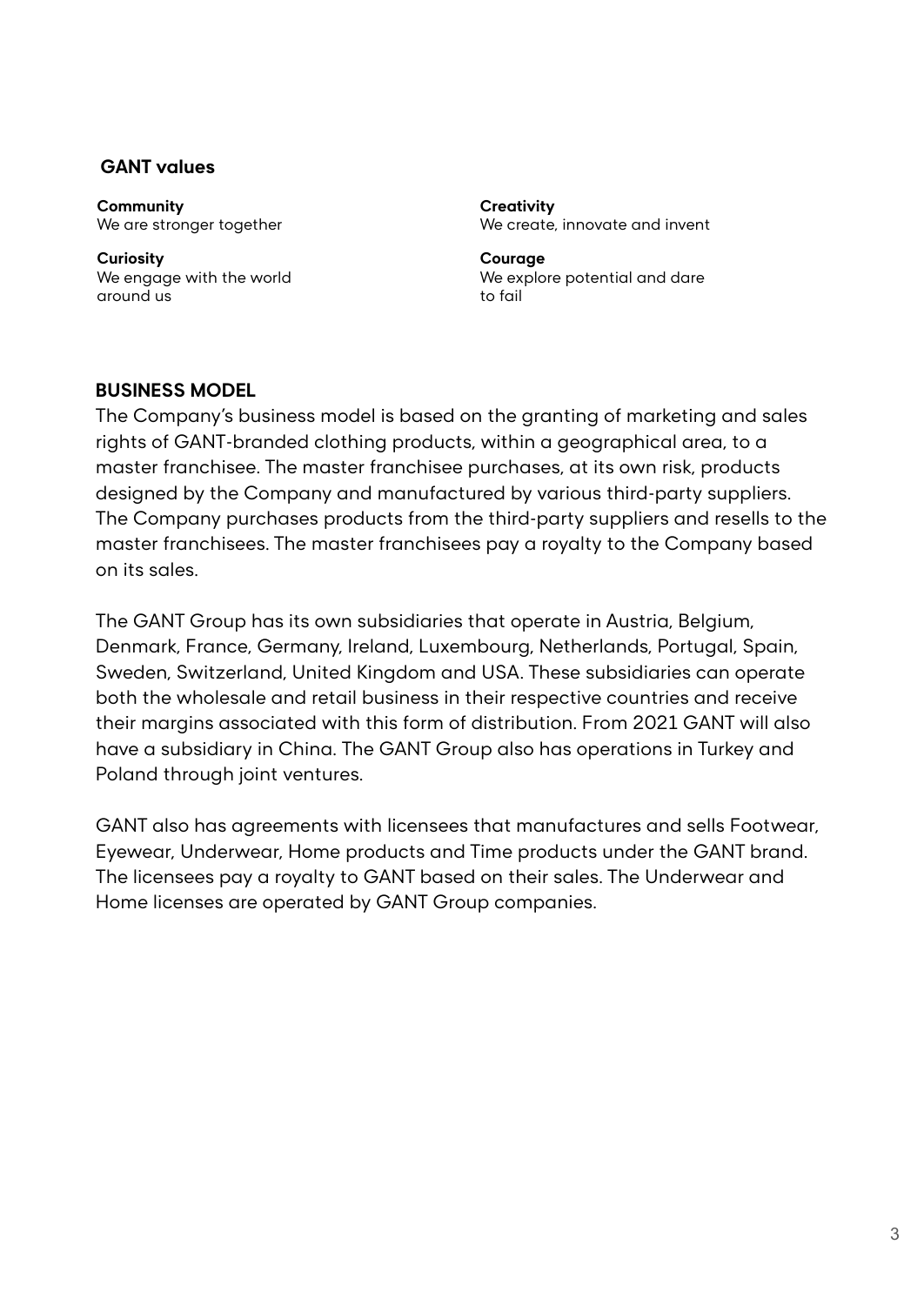## GANT values

**Community**
We are stronger together

**Curiosity**
We engage with the world around us

**Creativity**
We create, innovate and invent

**Courage**
We explore potential and dare to fail

## BUSINESS MODEL

The Company's business model is based on the granting of marketing and sales rights of GANT-branded clothing products, within a geographical area, to a master franchisee. The master franchisee purchases, at its own risk, products designed by the Company and manufactured by various third-party suppliers. The Company purchases products from the third-party suppliers and resells to the master franchisees. The master franchisees pay a royalty to the Company based on its sales.

The GANT Group has its own subsidiaries that operate in Austria, Belgium, Denmark, France, Germany, Ireland, Luxembourg, Netherlands, Portugal, Spain, Sweden, Switzerland, United Kingdom and USA. These subsidiaries can operate both the wholesale and retail business in their respective countries and receive their margins associated with this form of distribution. From 2021 GANT will also have a subsidiary in China. The GANT Group also has operations in Turkey and Poland through joint ventures.

GANT also has agreements with licensees that manufactures and sells Footwear, Eyewear, Underwear, Home products and Time products under the GANT brand. The licensees pay a royalty to GANT based on their sales. The Underwear and Home licenses are operated by GANT Group companies.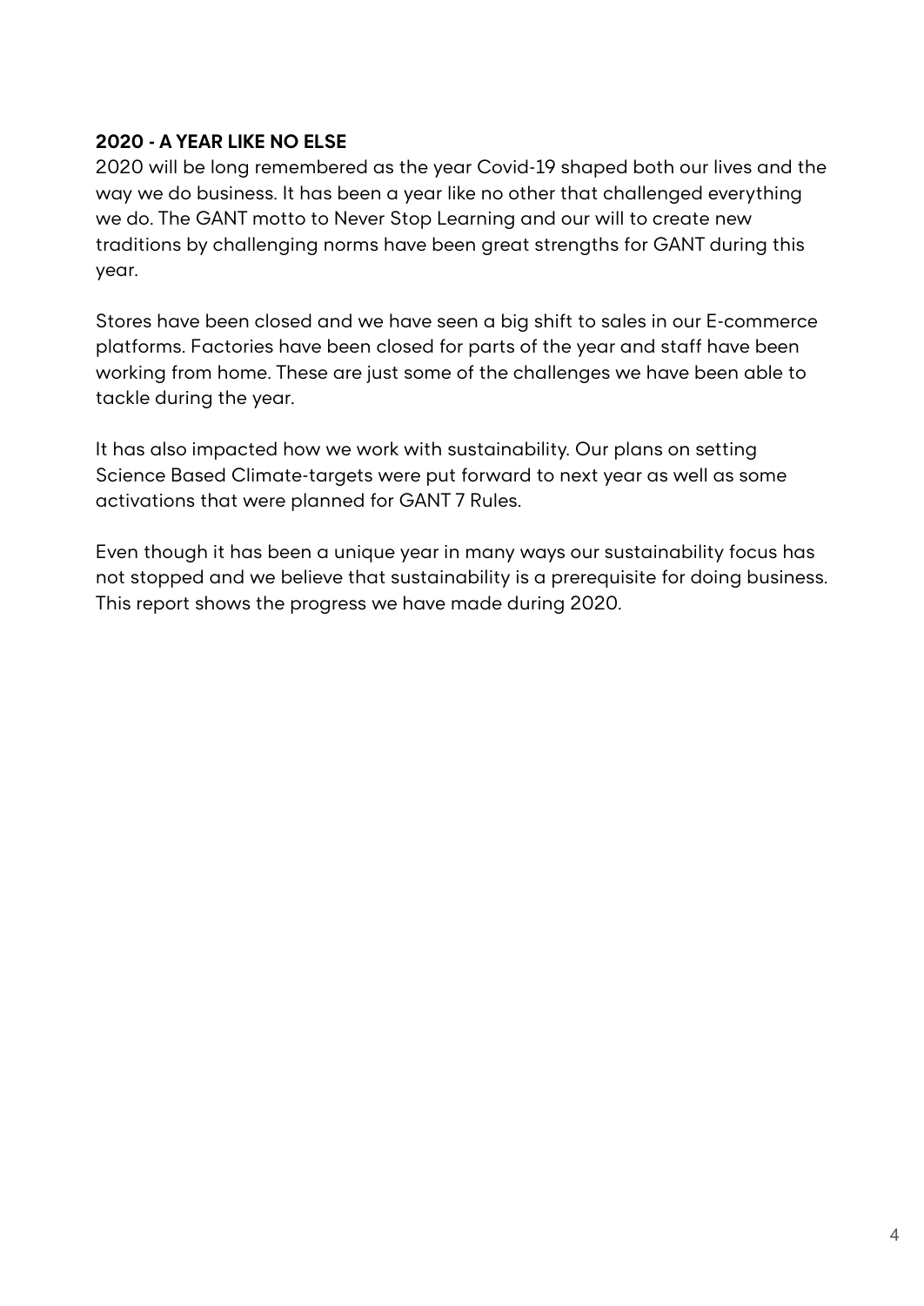## 2020 - A YEAR LIKE NO ELSE

2020 will be long remembered as the year Covid-19 shaped both our lives and the way we do business. It has been a year like no other that challenged everything we do. The GANT motto to Never Stop Learning and our will to create new traditions by challenging norms have been great strengths for GANT during this year.

Stores have been closed and we have seen a big shift to sales in our E-commerce platforms. Factories have been closed for parts of the year and staff have been working from home. These are just some of the challenges we have been able to tackle during the year.

It has also impacted how we work with sustainability. Our plans on setting Science Based Climate-targets were put forward to next year as well as some activations that were planned for GANT 7 Rules.

Even though it has been a unique year in many ways our sustainability focus has not stopped and we believe that sustainability is a prerequisite for doing business. This report shows the progress we have made during 2020.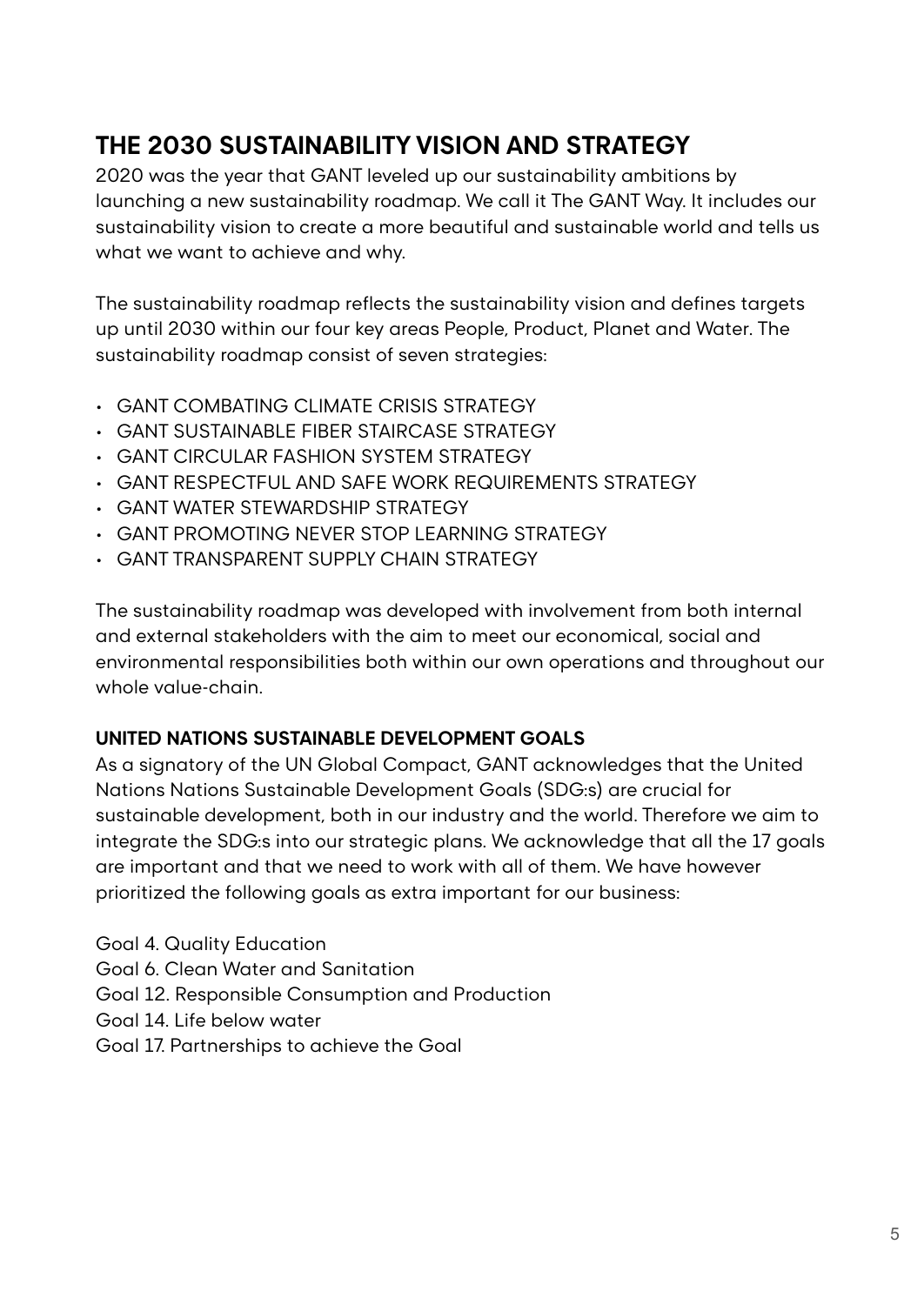## THE 2030 SUSTAINABILITY VISION AND STRATEGY

2020 was the year that GANT leveled up our sustainability ambitions by launching a new sustainability roadmap. We call it The GANT Way. It includes our sustainability vision to create a more beautiful and sustainable world and tells us what we want to achieve and why.

The sustainability roadmap reflects the sustainability vision and defines targets up until 2030 within our four key areas People, Product, Planet and Water. The sustainability roadmap consist of seven strategies:

- GANT COMBATING CLIMATE CRISIS STRATEGY
- GANT SUSTAINABLE FIBER STAIRCASE STRATEGY
- GANT CIRCULAR FASHION SYSTEM STRATEGY
- GANT RESPECTFUL AND SAFE WORK REQUIREMENTS STRATEGY
- GANT WATER STEWARDSHIP STRATEGY
- GANT PROMOTING NEVER STOP LEARNING STRATEGY
- GANT TRANSPARENT SUPPLY CHAIN STRATEGY

The sustainability roadmap was developed with involvement from both internal and external stakeholders with the aim to meet our economical, social and environmental responsibilities both within our own operations and throughout our whole value-chain.

### UNITED NATIONS SUSTAINABLE DEVELOPMENT GOALS

As a signatory of the UN Global Compact, GANT acknowledges that the United Nations Nations Sustainable Development Goals (SDG:s) are crucial for sustainable development, both in our industry and the world. Therefore we aim to integrate the SDG:s into our strategic plans. We acknowledge that all the 17 goals are important and that we need to work with all of them. We have however prioritized the following goals as extra important for our business:

Goal 4. Quality Education
Goal 6. Clean Water and Sanitation
Goal 12. Responsible Consumption and Production
Goal 14. Life below water
Goal 17. Partnerships to achieve the Goal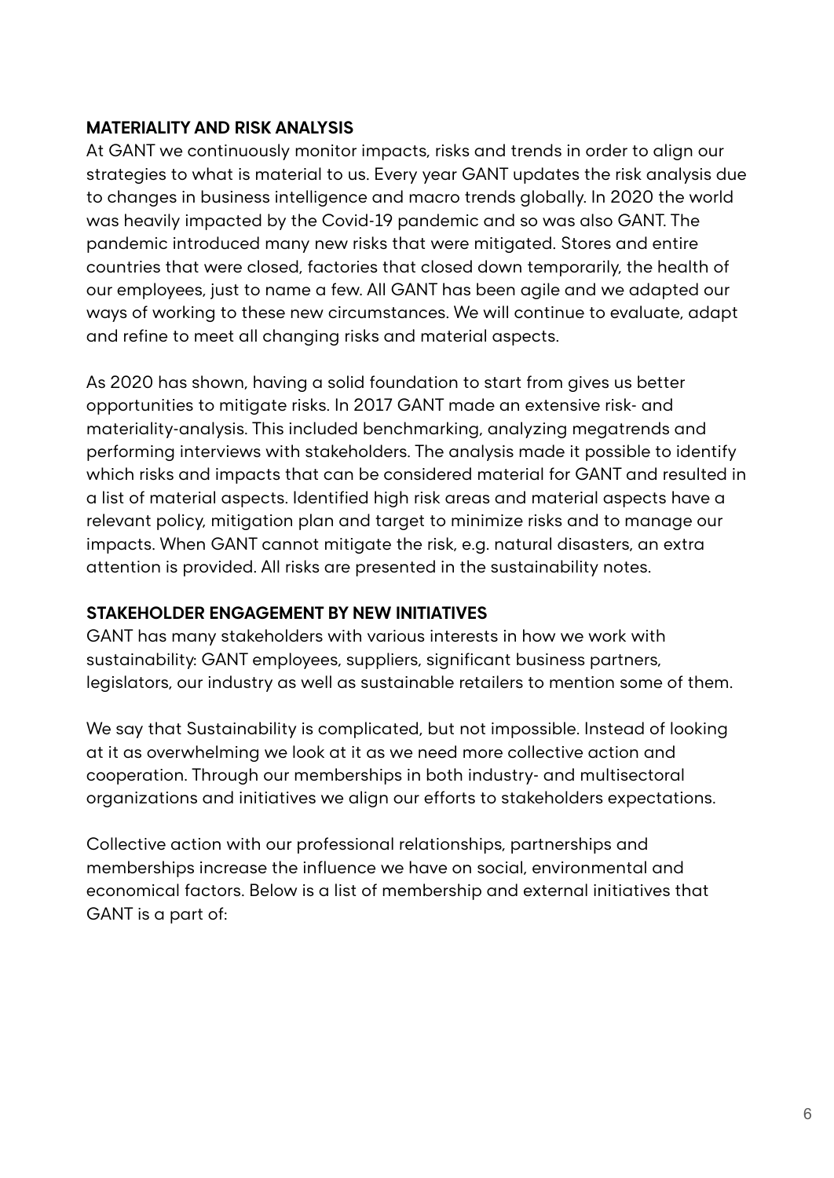## MATERIALITY AND RISK ANALYSIS

At GANT we continuously monitor impacts, risks and trends in order to align our strategies to what is material to us. Every year GANT updates the risk analysis due to changes in business intelligence and macro trends globally. In 2020 the world was heavily impacted by the Covid-19 pandemic and so was also GANT. The pandemic introduced many new risks that were mitigated. Stores and entire countries that were closed, factories that closed down temporarily, the health of our employees, just to name a few. All GANT has been agile and we adapted our ways of working to these new circumstances. We will continue to evaluate, adapt and refine to meet all changing risks and material aspects.

As 2020 has shown, having a solid foundation to start from gives us better opportunities to mitigate risks. In 2017 GANT made an extensive risk- and materiality-analysis. This included benchmarking, analyzing megatrends and performing interviews with stakeholders. The analysis made it possible to identify which risks and impacts that can be considered material for GANT and resulted in a list of material aspects. Identified high risk areas and material aspects have a relevant policy, mitigation plan and target to minimize risks and to manage our impacts. When GANT cannot mitigate the risk, e.g. natural disasters, an extra attention is provided. All risks are presented in the sustainability notes.

## STAKEHOLDER ENGAGEMENT BY NEW INITIATIVES

GANT has many stakeholders with various interests in how we work with sustainability: GANT employees, suppliers, significant business partners, legislators, our industry as well as sustainable retailers to mention some of them.

We say that Sustainability is complicated, but not impossible. Instead of looking at it as overwhelming we look at it as we need more collective action and cooperation. Through our memberships in both industry- and multisectoral organizations and initiatives we align our efforts to stakeholders expectations.

Collective action with our professional relationships, partnerships and memberships increase the influence we have on social, environmental and economical factors. Below is a list of membership and external initiatives that GANT is a part of: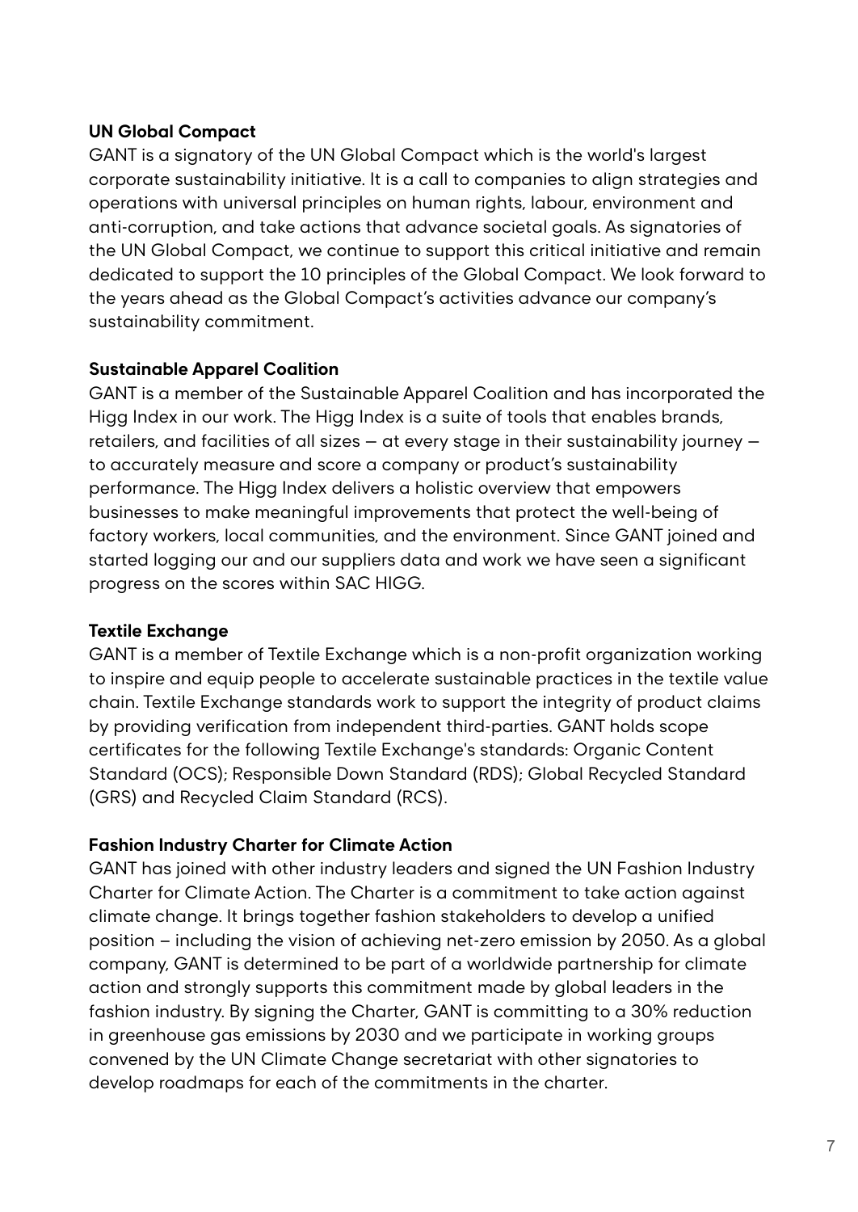**UN Global Compact**

GANT is a signatory of the UN Global Compact which is the world's largest corporate sustainability initiative. It is a call to companies to align strategies and operations with universal principles on human rights, labour, environment and anti-corruption, and take actions that advance societal goals. As signatories of the UN Global Compact, we continue to support this critical initiative and remain dedicated to support the 10 principles of the Global Compact. We look forward to the years ahead as the Global Compact's activities advance our company's sustainability commitment.

**Sustainable Apparel Coalition**

GANT is a member of the Sustainable Apparel Coalition and has incorporated the Higg Index in our work. The Higg Index is a suite of tools that enables brands, retailers, and facilities of all sizes — at every stage in their sustainability journey — to accurately measure and score a company or product's sustainability performance. The Higg Index delivers a holistic overview that empowers businesses to make meaningful improvements that protect the well-being of factory workers, local communities, and the environment. Since GANT joined and started logging our and our suppliers data and work we have seen a significant progress on the scores within SAC HIGG.

**Textile Exchange**

GANT is a member of Textile Exchange which is a non-profit organization working to inspire and equip people to accelerate sustainable practices in the textile value chain. Textile Exchange standards work to support the integrity of product claims by providing verification from independent third-parties. GANT holds scope certificates for the following Textile Exchange's standards: Organic Content Standard (OCS); Responsible Down Standard (RDS); Global Recycled Standard (GRS) and Recycled Claim Standard (RCS).

**Fashion Industry Charter for Climate Action**

GANT has joined with other industry leaders and signed the UN Fashion Industry Charter for Climate Action. The Charter is a commitment to take action against climate change. It brings together fashion stakeholders to develop a unified position – including the vision of achieving net-zero emission by 2050. As a global company, GANT is determined to be part of a worldwide partnership for climate action and strongly supports this commitment made by global leaders in the fashion industry. By signing the Charter, GANT is committing to a 30% reduction in greenhouse gas emissions by 2030 and we participate in working groups convened by the UN Climate Change secretariat with other signatories to develop roadmaps for each of the commitments in the charter.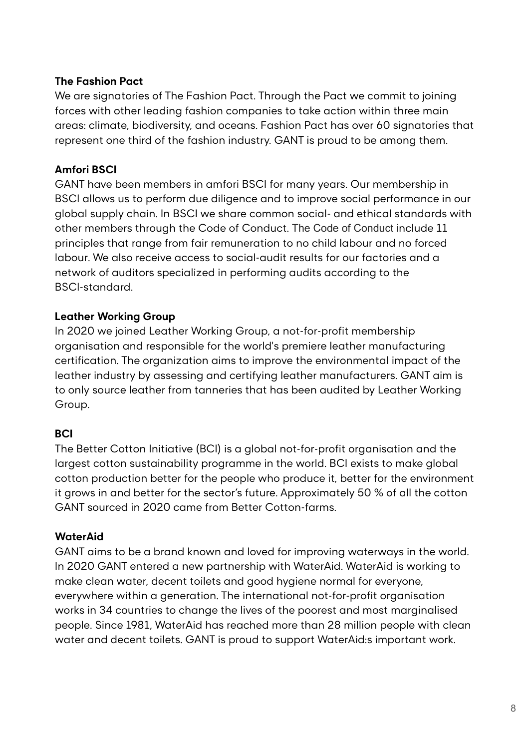**The Fashion Pact**

We are signatories of The Fashion Pact. Through the Pact we commit to joining forces with other leading fashion companies to take action within three main areas: climate, biodiversity, and oceans. Fashion Pact has over 60 signatories that represent one third of the fashion industry. GANT is proud to be among them.

**Amfori BSCI**

GANT have been members in amfori BSCI for many years. Our membership in BSCI allows us to perform due diligence and to improve social performance in our global supply chain. In BSCI we share common social- and ethical standards with other members through the Code of Conduct. The Code of Conduct include 11 principles that range from fair remuneration to no child labour and no forced labour. We also receive access to social-audit results for our factories and a network of auditors specialized in performing audits according to the BSCI-standard.

**Leather Working Group**

In 2020 we joined Leather Working Group, a not-for-profit membership organisation and responsible for the world's premiere leather manufacturing certification. The organization aims to improve the environmental impact of the leather industry by assessing and certifying leather manufacturers. GANT aim is to only source leather from tanneries that has been audited by Leather Working Group.

**BCI**

The Better Cotton Initiative (BCI) is a global not-for-profit organisation and the largest cotton sustainability programme in the world. BCI exists to make global cotton production better for the people who produce it, better for the environment it grows in and better for the sector's future. Approximately 50 % of all the cotton GANT sourced in 2020 came from Better Cotton-farms.

**WaterAid**

GANT aims to be a brand known and loved for improving waterways in the world. In 2020 GANT entered a new partnership with WaterAid. WaterAid is working to make clean water, decent toilets and good hygiene normal for everyone, everywhere within a generation. The international not-for-profit organisation works in 34 countries to change the lives of the poorest and most marginalised people. Since 1981, WaterAid has reached more than 28 million people with clean water and decent toilets. GANT is proud to support WaterAid:s important work.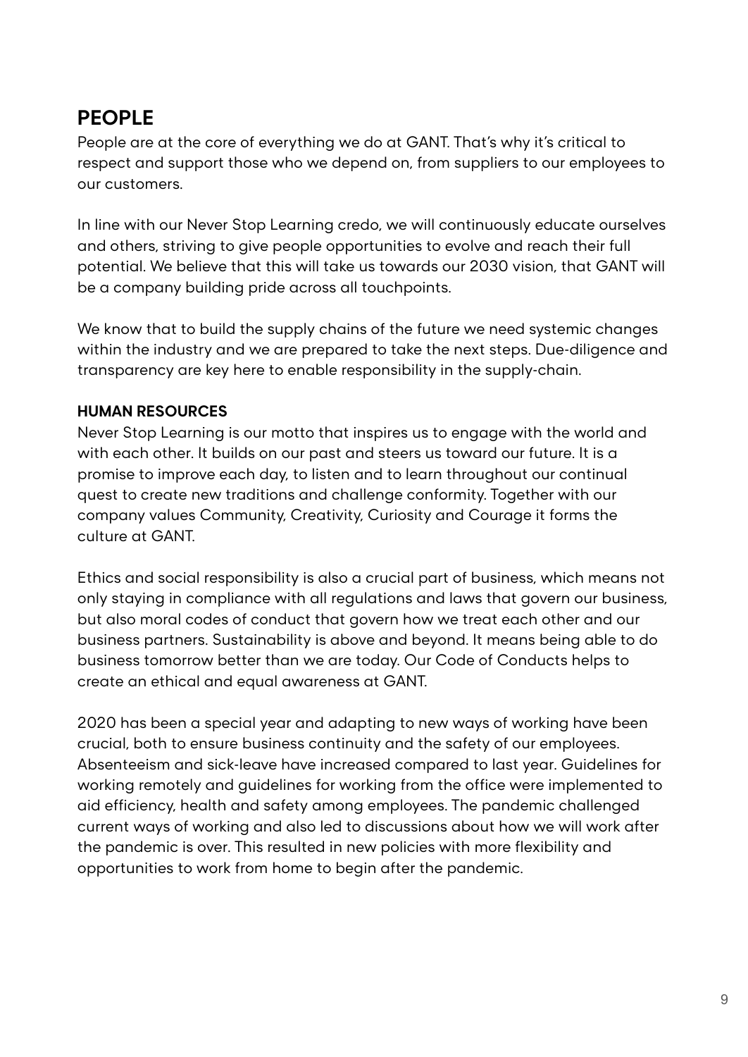## PEOPLE

People are at the core of everything we do at GANT. That's why it's critical to respect and support those who we depend on, from suppliers to our employees to our customers.

In line with our Never Stop Learning credo, we will continuously educate ourselves and others, striving to give people opportunities to evolve and reach their full potential. We believe that this will take us towards our 2030 vision, that GANT will be a company building pride across all touchpoints.

We know that to build the supply chains of the future we need systemic changes within the industry and we are prepared to take the next steps. Due-diligence and transparency are key here to enable responsibility in the supply-chain.

### HUMAN RESOURCES

Never Stop Learning is our motto that inspires us to engage with the world and with each other. It builds on our past and steers us toward our future. It is a promise to improve each day, to listen and to learn throughout our continual quest to create new traditions and challenge conformity. Together with our company values Community, Creativity, Curiosity and Courage it forms the culture at GANT.

Ethics and social responsibility is also a crucial part of business, which means not only staying in compliance with all regulations and laws that govern our business, but also moral codes of conduct that govern how we treat each other and our business partners. Sustainability is above and beyond. It means being able to do business tomorrow better than we are today. Our Code of Conducts helps to create an ethical and equal awareness at GANT.

2020 has been a special year and adapting to new ways of working have been crucial, both to ensure business continuity and the safety of our employees. Absenteeism and sick-leave have increased compared to last year. Guidelines for working remotely and guidelines for working from the office were implemented to aid efficiency, health and safety among employees. The pandemic challenged current ways of working and also led to discussions about how we will work after the pandemic is over. This resulted in new policies with more flexibility and opportunities to work from home to begin after the pandemic.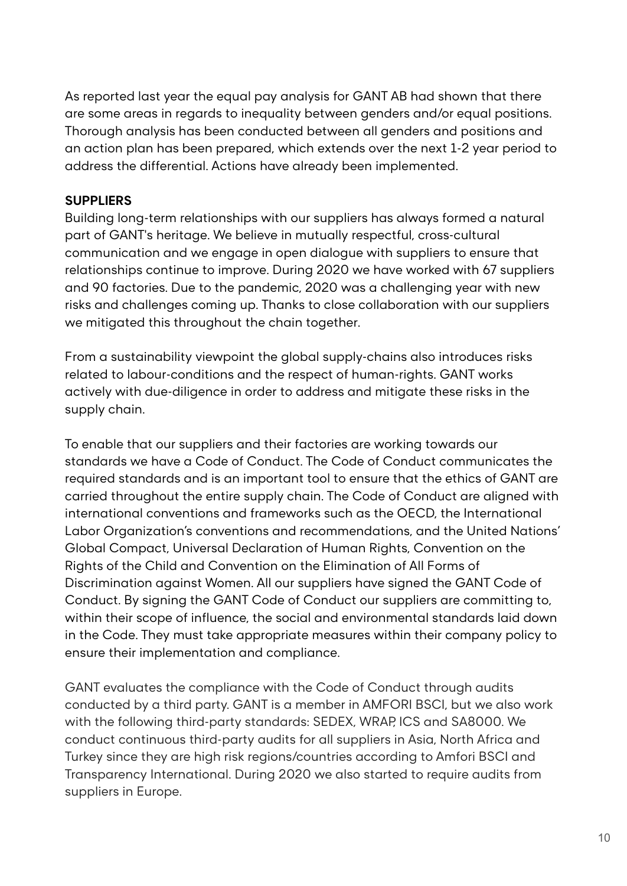As reported last year the equal pay analysis for GANT AB had shown that there are some areas in regards to inequality between genders and/or equal positions. Thorough analysis has been conducted between all genders and positions and an action plan has been prepared, which extends over the next 1-2 year period to address the differential. Actions have already been implemented.

**SUPPLIERS**

Building long-term relationships with our suppliers has always formed a natural part of GANT's heritage. We believe in mutually respectful, cross-cultural communication and we engage in open dialogue with suppliers to ensure that relationships continue to improve. During 2020 we have worked with 67 suppliers and 90 factories. Due to the pandemic, 2020 was a challenging year with new risks and challenges coming up. Thanks to close collaboration with our suppliers we mitigated this throughout the chain together.

From a sustainability viewpoint the global supply-chains also introduces risks related to labour-conditions and the respect of human-rights. GANT works actively with due-diligence in order to address and mitigate these risks in the supply chain.

To enable that our suppliers and their factories are working towards our standards we have a Code of Conduct. The Code of Conduct communicates the required standards and is an important tool to ensure that the ethics of GANT are carried throughout the entire supply chain. The Code of Conduct are aligned with international conventions and frameworks such as the OECD, the International Labor Organization's conventions and recommendations, and the United Nations' Global Compact, Universal Declaration of Human Rights, Convention on the Rights of the Child and Convention on the Elimination of All Forms of Discrimination against Women. All our suppliers have signed the GANT Code of Conduct. By signing the GANT Code of Conduct our suppliers are committing to, within their scope of influence, the social and environmental standards laid down in the Code. They must take appropriate measures within their company policy to ensure their implementation and compliance.

GANT evaluates the compliance with the Code of Conduct through audits conducted by a third party. GANT is a member in AMFORI BSCI, but we also work with the following third-party standards: SEDEX, WRAP, ICS and SA8000. We conduct continuous third-party audits for all suppliers in Asia, North Africa and Turkey since they are high risk regions/countries according to Amfori BSCI and Transparency International. During 2020 we also started to require audits from suppliers in Europe.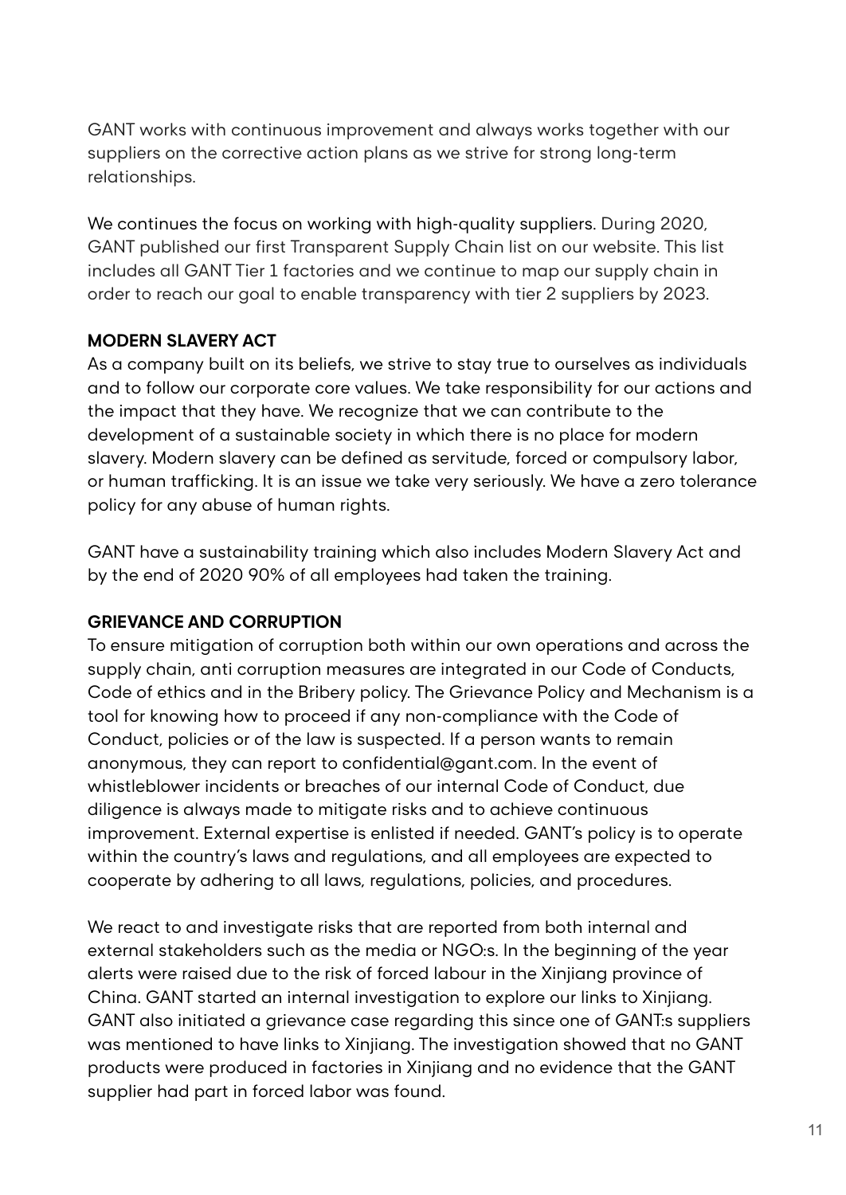GANT works with continuous improvement and always works together with our suppliers on the corrective action plans as we strive for strong long-term relationships.

We continues the focus on working with high-quality suppliers. During 2020, GANT published our first Transparent Supply Chain list on our website. This list includes all GANT Tier 1 factories and we continue to map our supply chain in order to reach our goal to enable transparency with tier 2 suppliers by 2023.

**MODERN SLAVERY ACT**

As a company built on its beliefs, we strive to stay true to ourselves as individuals and to follow our corporate core values. We take responsibility for our actions and the impact that they have. We recognize that we can contribute to the development of a sustainable society in which there is no place for modern slavery. Modern slavery can be defined as servitude, forced or compulsory labor, or human trafficking. It is an issue we take very seriously. We have a zero tolerance policy for any abuse of human rights.

GANT have a sustainability training which also includes Modern Slavery Act and by the end of 2020 90% of all employees had taken the training.

**GRIEVANCE AND CORRUPTION**

To ensure mitigation of corruption both within our own operations and across the supply chain, anti corruption measures are integrated in our Code of Conducts, Code of ethics and in the Bribery policy. The Grievance Policy and Mechanism is a tool for knowing how to proceed if any non-compliance with the Code of Conduct, policies or of the law is suspected. If a person wants to remain anonymous, they can report to confidential@gant.com. In the event of whistleblower incidents or breaches of our internal Code of Conduct, due diligence is always made to mitigate risks and to achieve continuous improvement. External expertise is enlisted if needed. GANT's policy is to operate within the country's laws and regulations, and all employees are expected to cooperate by adhering to all laws, regulations, policies, and procedures.

We react to and investigate risks that are reported from both internal and external stakeholders such as the media or NGO:s. In the beginning of the year alerts were raised due to the risk of forced labour in the Xinjiang province of China. GANT started an internal investigation to explore our links to Xinjiang. GANT also initiated a grievance case regarding this since one of GANT:s suppliers was mentioned to have links to Xinjiang. The investigation showed that no GANT products were produced in factories in Xinjiang and no evidence that the GANT supplier had part in forced labor was found.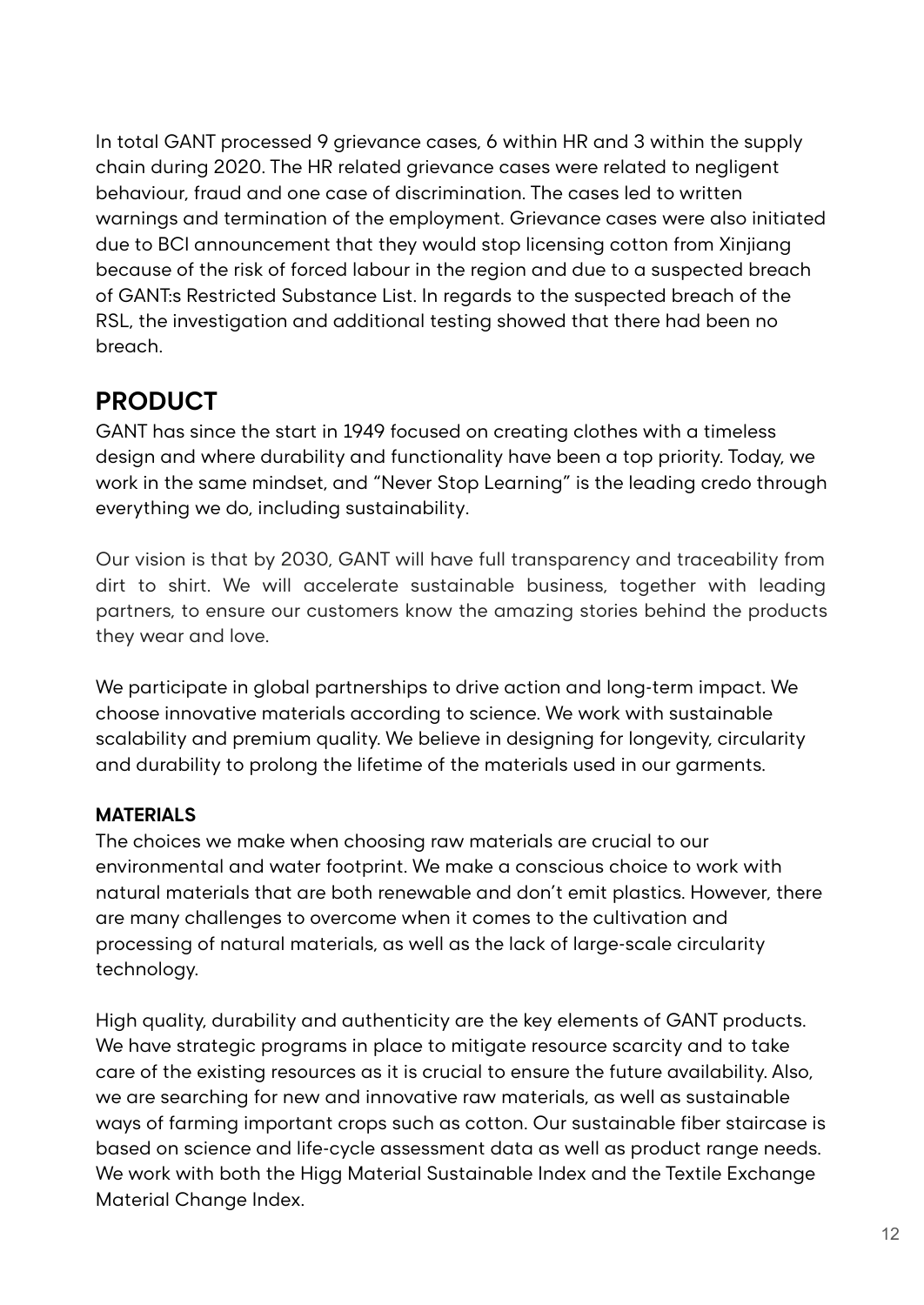In total GANT processed 9 grievance cases, 6 within HR and 3 within the supply chain during 2020. The HR related grievance cases were related to negligent behaviour, fraud and one case of discrimination. The cases led to written warnings and termination of the employment. Grievance cases were also initiated due to BCI announcement that they would stop licensing cotton from Xinjiang because of the risk of forced labour in the region and due to a suspected breach of GANT:s Restricted Substance List. In regards to the suspected breach of the RSL, the investigation and additional testing showed that there had been no breach.

## PRODUCT

GANT has since the start in 1949 focused on creating clothes with a timeless design and where durability and functionality have been a top priority. Today, we work in the same mindset, and "Never Stop Learning" is the leading credo through everything we do, including sustainability.

Our vision is that by 2030, GANT will have full transparency and traceability from dirt to shirt. We will accelerate sustainable business, together with leading partners, to ensure our customers know the amazing stories behind the products they wear and love.

We participate in global partnerships to drive action and long-term impact. We choose innovative materials according to science. We work with sustainable scalability and premium quality. We believe in designing for longevity, circularity and durability to prolong the lifetime of the materials used in our garments.

### MATERIALS

The choices we make when choosing raw materials are crucial to our environmental and water footprint. We make a conscious choice to work with natural materials that are both renewable and don't emit plastics. However, there are many challenges to overcome when it comes to the cultivation and processing of natural materials, as well as the lack of large-scale circularity technology.

High quality, durability and authenticity are the key elements of GANT products. We have strategic programs in place to mitigate resource scarcity and to take care of the existing resources as it is crucial to ensure the future availability. Also, we are searching for new and innovative raw materials, as well as sustainable ways of farming important crops such as cotton. Our sustainable fiber staircase is based on science and life-cycle assessment data as well as product range needs. We work with both the Higg Material Sustainable Index and the Textile Exchange Material Change Index.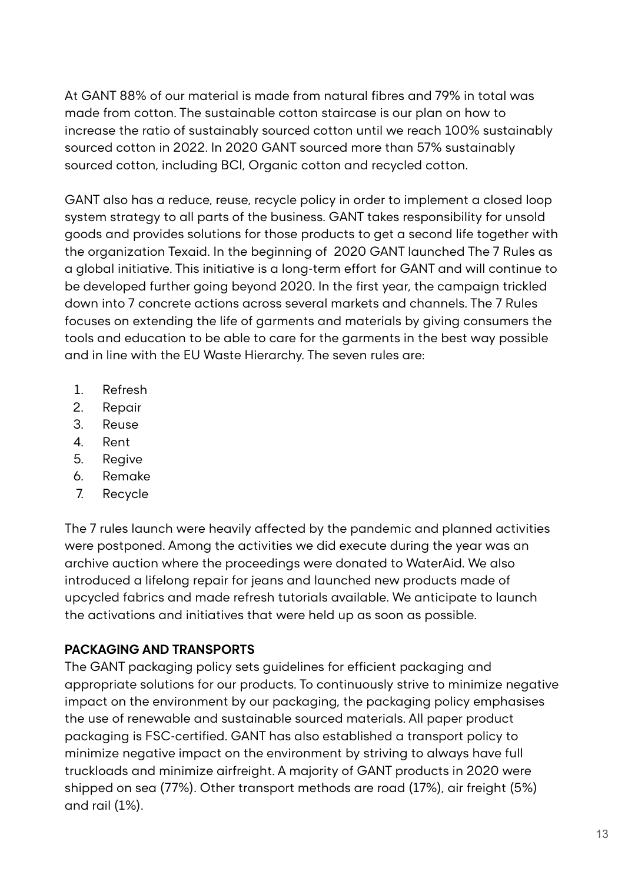At GANT 88% of our material is made from natural fibres and 79% in total was made from cotton. The sustainable cotton staircase is our plan on how to increase the ratio of sustainably sourced cotton until we reach 100% sustainably sourced cotton in 2022. In 2020 GANT sourced more than 57% sustainably sourced cotton, including BCI, Organic cotton and recycled cotton.

GANT also has a reduce, reuse, recycle policy in order to implement a closed loop system strategy to all parts of the business. GANT takes responsibility for unsold goods and provides solutions for those products to get a second life together with the organization Texaid. In the beginning of 2020 GANT launched The 7 Rules as a global initiative. This initiative is a long-term effort for GANT and will continue to be developed further going beyond 2020. In the first year, the campaign trickled down into 7 concrete actions across several markets and channels. The 7 Rules focuses on extending the life of garments and materials by giving consumers the tools and education to be able to care for the garments in the best way possible and in line with the EU Waste Hierarchy. The seven rules are:

1. Refresh
2. Repair
3. Reuse
4. Rent
5. Regive
6. Remake
7. Recycle

The 7 rules launch were heavily affected by the pandemic and planned activities were postponed. Among the activities we did execute during the year was an archive auction where the proceedings were donated to WaterAid. We also introduced a lifelong repair for jeans and launched new products made of upcycled fabrics and made refresh tutorials available. We anticipate to launch the activations and initiatives that were held up as soon as possible.

**PACKAGING AND TRANSPORTS**

The GANT packaging policy sets guidelines for efficient packaging and appropriate solutions for our products. To continuously strive to minimize negative impact on the environment by our packaging, the packaging policy emphasises the use of renewable and sustainable sourced materials. All paper product packaging is FSC-certified. GANT has also established a transport policy to minimize negative impact on the environment by striving to always have full truckloads and minimize airfreight. A majority of GANT products in 2020 were shipped on sea (77%). Other transport methods are road (17%), air freight (5%) and rail (1%).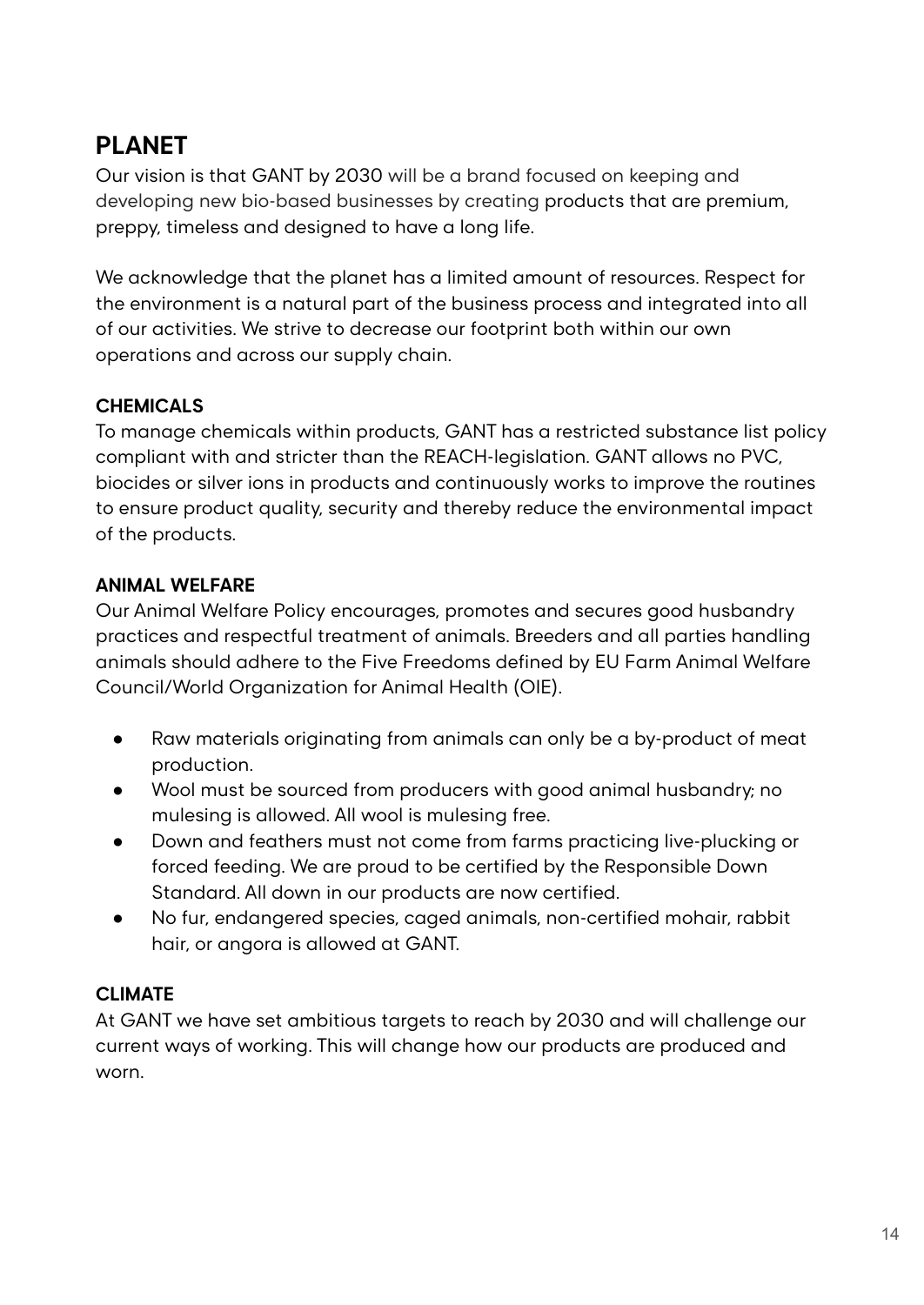## PLANET

Our vision is that GANT by 2030 will be a brand focused on keeping and developing new bio-based businesses by creating products that are premium, preppy, timeless and designed to have a long life.

We acknowledge that the planet has a limited amount of resources. Respect for the environment is a natural part of the business process and integrated into all of our activities. We strive to decrease our footprint both within our own operations and across our supply chain.

### CHEMICALS

To manage chemicals within products, GANT has a restricted substance list policy compliant with and stricter than the REACH-legislation. GANT allows no PVC, biocides or silver ions in products and continuously works to improve the routines to ensure product quality, security and thereby reduce the environmental impact of the products.

### ANIMAL WELFARE

Our Animal Welfare Policy encourages, promotes and secures good husbandry practices and respectful treatment of animals. Breeders and all parties handling animals should adhere to the Five Freedoms defined by EU Farm Animal Welfare Council/World Organization for Animal Health (OIE).

- Raw materials originating from animals can only be a by-product of meat production.
- Wool must be sourced from producers with good animal husbandry; no mulesing is allowed. All wool is mulesing free.
- Down and feathers must not come from farms practicing live-plucking or forced feeding. We are proud to be certified by the Responsible Down Standard. All down in our products are now certified.
- No fur, endangered species, caged animals, non-certified mohair, rabbit hair, or angora is allowed at GANT.

### CLIMATE

At GANT we have set ambitious targets to reach by 2030 and will challenge our current ways of working. This will change how our products are produced and worn.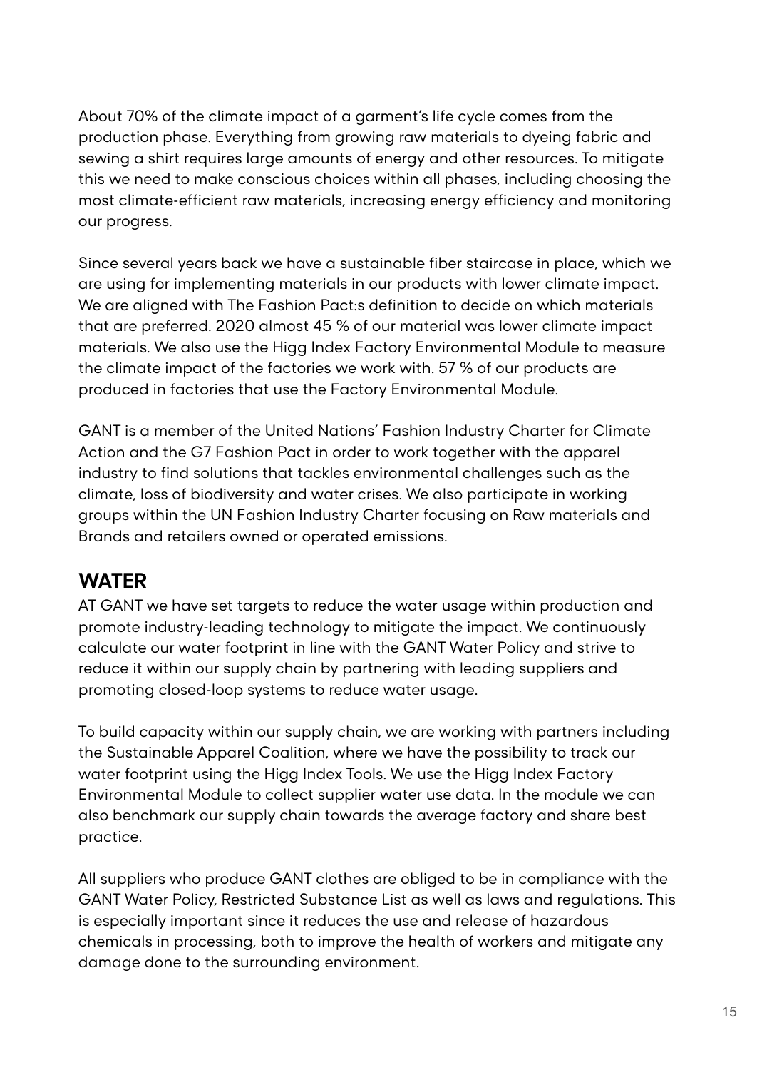About 70% of the climate impact of a garment's life cycle comes from the production phase. Everything from growing raw materials to dyeing fabric and sewing a shirt requires large amounts of energy and other resources. To mitigate this we need to make conscious choices within all phases, including choosing the most climate-efficient raw materials, increasing energy efficiency and monitoring our progress.

Since several years back we have a sustainable fiber staircase in place, which we are using for implementing materials in our products with lower climate impact. We are aligned with The Fashion Pact:s definition to decide on which materials that are preferred. 2020 almost 45 % of our material was lower climate impact materials. We also use the Higg Index Factory Environmental Module to measure the climate impact of the factories we work with. 57 % of our products are produced in factories that use the Factory Environmental Module.

GANT is a member of the United Nations' Fashion Industry Charter for Climate Action and the G7 Fashion Pact in order to work together with the apparel industry to find solutions that tackles environmental challenges such as the climate, loss of biodiversity and water crises. We also participate in working groups within the UN Fashion Industry Charter focusing on Raw materials and Brands and retailers owned or operated emissions.

## WATER

AT GANT we have set targets to reduce the water usage within production and promote industry-leading technology to mitigate the impact. We continuously calculate our water footprint in line with the GANT Water Policy and strive to reduce it within our supply chain by partnering with leading suppliers and promoting closed-loop systems to reduce water usage.

To build capacity within our supply chain, we are working with partners including the Sustainable Apparel Coalition, where we have the possibility to track our water footprint using the Higg Index Tools. We use the Higg Index Factory Environmental Module to collect supplier water use data. In the module we can also benchmark our supply chain towards the average factory and share best practice.

All suppliers who produce GANT clothes are obliged to be in compliance with the GANT Water Policy, Restricted Substance List as well as laws and regulations. This is especially important since it reduces the use and release of hazardous chemicals in processing, both to improve the health of workers and mitigate any damage done to the surrounding environment.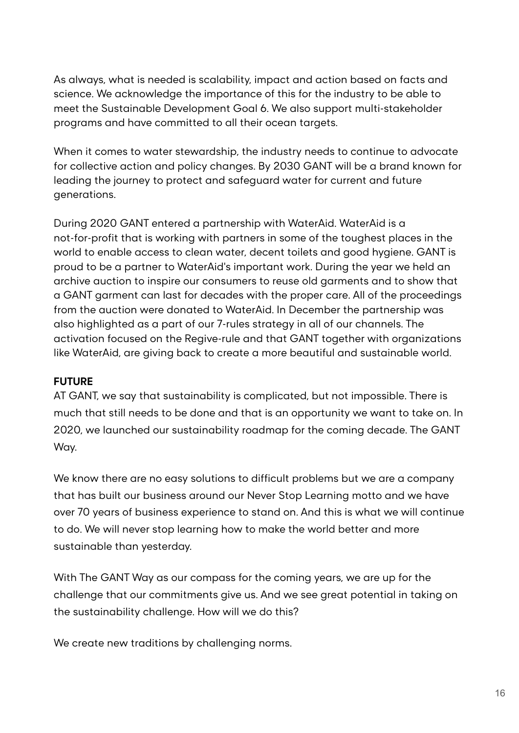As always, what is needed is scalability, impact and action based on facts and science. We acknowledge the importance of this for the industry to be able to meet the Sustainable Development Goal 6. We also support multi-stakeholder programs and have committed to all their ocean targets.

When it comes to water stewardship, the industry needs to continue to advocate for collective action and policy changes. By 2030 GANT will be a brand known for leading the journey to protect and safeguard water for current and future generations.

During 2020 GANT entered a partnership with WaterAid. WaterAid is a not-for-profit that is working with partners in some of the toughest places in the world to enable access to clean water, decent toilets and good hygiene. GANT is proud to be a partner to WaterAid's important work. During the year we held an archive auction to inspire our consumers to reuse old garments and to show that a GANT garment can last for decades with the proper care. All of the proceedings from the auction were donated to WaterAid. In December the partnership was also highlighted as a part of our 7-rules strategy in all of our channels. The activation focused on the Regive-rule and that GANT together with organizations like WaterAid, are giving back to create a more beautiful and sustainable world.

**FUTURE**

AT GANT, we say that sustainability is complicated, but not impossible. There is much that still needs to be done and that is an opportunity we want to take on. In 2020, we launched our sustainability roadmap for the coming decade. The GANT Way.

We know there are no easy solutions to difficult problems but we are a company that has built our business around our Never Stop Learning motto and we have over 70 years of business experience to stand on. And this is what we will continue to do. We will never stop learning how to make the world better and more sustainable than yesterday.

With The GANT Way as our compass for the coming years, we are up for the challenge that our commitments give us. And we see great potential in taking on the sustainability challenge. How will we do this?

We create new traditions by challenging norms.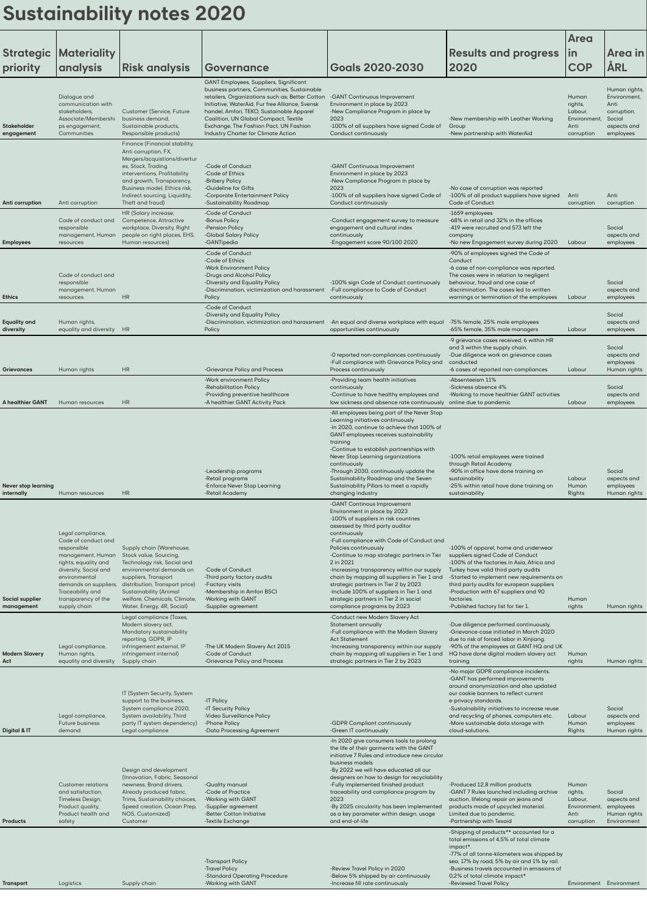# Sustainability notes 2020

| Strategic priority | Materiality analysis | Risk analysis | Governance | Goals 2020-2030 | Results and progress 2020 | Area in COP | Area in ÅRL |
|---|---|---|---|---|---|---|---|
| **Stakeholder engagement** | Dialogue and communication with stakeholders, Associate/Memberships engagement, Communities | Customer (Service, Future business demand, Sustainable products, Responsible products) | GANT Employees, Suppliers, Significant business partners, Communities, Sustainable retailers, Organizations such as; Better Cotton Initiative, WaterAid, Fur free Alliance, Svensk handel, Amfori, TEKO, Sustainable Apparel Coalition, UN Global Compact, Textile Exchange, The Fashion Pact, UN Fashion Industry Charter for Climate Action | -GANT Continuous Improvement Environment in place by 2023<br>-New Compliance Program in place by 2023<br>-100% of all suppliers have signed Code of Conduct continuously | -New membership with Leather Working Group<br>-New partnership with WaterAid | Human rights, Labour, Environment, Anti corruption | Human rights, Environment, Anti corruption, Social aspects and employees |
| **Anti corruption** | Anti corruption | Finance (Financial stability, Anti corruption, FX, Mergers/acquistions/divertures, Stock, Trading interventions, Profitability and growth, Transparency, Business model, Ethics risk, Indirect sourcing, Liquidity, Theft and fraud) | -Code of Conduct<br>-Code of Ethics<br>-Bribery Policy<br>-Guideline for Gifts<br>-Corporate Entertainment Policy<br>-Sustainability Roadmap | -GANT Continuous Improvement Environment in place by 2023<br>-New Compliance Program in place by 2023<br>-100% of all suppliers have signed Code of Conduct continuously | -No case of corruption was reported<br>-100% of all product suppliers have signed Code of Conduct | Anti corruption | Anti corruption |
| **Employees** | Code of conduct and responsible management, Human resources | HR (Salary increase, Competence, Attractive workplace, Diversity, Right people on right places, EHS, Human resources) | -Code of Conduct<br>-Bonus Policy<br>-Pension Policy<br>-Global Salary Policy<br>-GANTipedia | -Conduct engagement survey to measure engagement and cultural index continuously<br>-Engagement score 90/100 2020 | -1659 employees<br>-68% in retail and 32% in the offices<br>-419 were recruited and 573 left the company<br>-No new Engagement survey during 2020 | Labour | Social aspects and employees |
| **Ethics** | Code of conduct and responsible management, Human resources | HR | -Code of Conduct<br>-Code of Ethics<br>-Work Environment Policy<br>-Drugs and Alcohol Policy<br>-Diversity and Equality Policy<br>-Discrimination, victimization and harassment Policy | -100% sign Code of Conduct continuously<br>-Full compliance to Code of Conduct continuously | -90% of employees signed the Code of Conduct<br>-6 case of non-compliance was reported. The cases were in relation to negligent behaviour, fraud and one case of discrimination. The cases led to written warnings or termination of the employees | Labour | Social aspects and employees |
| **Equality and diversity** | Human rights, equality and diversity | HR | -Code of Conduct<br>-Diversity and Equality Policy<br>-Discrimination, victimization and harassment Policy | -An equal and diverse workplace with equal opportunities continuously | -75% female, 25% male employees<br>-65% female, 35% male managers | Labour | Social aspects and employees |
| **Grievances** | Human rights | HR | -Grievance Policy and Process | -0 reported non-compliances continuously<br>-Full compliance with Grievance Policy and Process continuously | -9 grievance cases received, 6 within HR and 3 within the supply chain.<br>-Due diligence work on grievance cases conducted<br>-6 cases of reported non-compliances | Labour | Social aspects and employees Human rights |
| **A healthier GANT** | Human resources | HR | -Work environment Policy<br>-Rehabilitation Policy<br>-Providing preventive healthcare<br>-A healthier GANT Activity Pack | -Providing team health initiatives continuously<br>-Continue to have healthy employees and low sickness and absence rate continuously | -Absenteeism 11%<br>-Sickness absence 4%<br>-Working to move healthier GANT activities online due to pandemic | Labour | Social aspects and employees |
| **Never stop learning internally** | Human resources | HR | -Leadership programs<br>-Retail programs<br>-Enforce Never Stop Learning<br>-Retail Academy | -All employees being part of the Never Stop Learning initiatives continuously<br>-In 2020, continue to achieve that 100% of GANT employees receives sustainability training<br>-Continue to establish partnerships with Never Stop Learning organizations continuously<br>-Through 2030, continuously update the Sustainability Roadmap and the Seven Sustainability Pillars to meet a rapidly changing industry | -100% retail employees were trained through Retail Academy<br>-90% in office have done training on sustainability<br>-25% within retail have done training on sustainability | Labour Human Rights | Social aspects and employees Human rights |
| **Social supplier management** | Legal compliance, Code of conduct and responsible management, Human rights, equality and diversity, Social and environmental demands on suppliers, Traceability and transparency of the supply chain | Supply chain (Warehouse, Stock value, Sourcing, Technology risk, Social and environmental demands on suppliers, Transport distribution, Transport price) Sustainability (Animal welfare, Chemicals, Climate, Water, Energy, 4R, Social) | -Code of Conduct<br>-Third party factory audits<br>-Factory visits<br>-Membership in Amfori BSCI<br>-Working with GANT<br>-Supplier agreement | -GANT Continous Improvement Environment in place by 2023<br>-100% of suppliers in risk countries assessed by third party auditor continuously<br>-Full compliance with Code of Conduct and Policies continuously<br>-Continue to map strategic partners in Tier 2 in 2021<br>-Increasing transparency within our supply chain by mapping all suppliers in Tier 1 and strategic partners in Tier 2 by 2023<br>-Include 100% of suppliers in Tier 1 and strategic partners in Tier 2 in social compliance programs by 2023 | -100% of apparel, home and underwear suppliers signed Code of Conduct<br>-100% of the factories in Asia, Africa and Turkey have valid third party audits<br>-Started to implement new requirements on third party audits for european suppliers<br>-Production with 67 suppliers and 90 factories.<br>-Published factory list for tier 1. | Human rights | Human rights |
| **Modern Slavery Act** | Legal compliance, Human rights, equality and diversity | Legal compliance (Taxes, Modern slavery act, Mandatory sustainability reporting, GDPR, IP infringement external, IP infringement internal) Supply chain | -The UK Modern Slavery Act 2015<br>-Code of Conduct<br>-Grievance Policy and Process | -Conduct new Modern Slavery Act Statement annually<br>-Full compliance with the Modern Slavery Act Statement<br>-Increasing transparency within our supply chain by mapping all suppliers in Tier 1 and strategic partners in Tier 2 by 2023 | -Due diligence performed continuously.<br>-Grievance-case initiated in March 2020 due to risk of forced labor in Xinjiang.<br>-90% of the employees at GANT HQ and UK HQ have done digital modern slavery act training | Human rights | Human rights |
| **Digital & IT** | Legal compliance, Future business demand | IT (System Security, System support to the business, System compliance 2020, System availability, Third party IT system dependency) Legal compliance | -IT Policy<br>-IT Security Policy<br>-Video Surveillance Policy<br>-Phone Policy<br>-Data Processing Agreement | -GDPR Compliant continuously<br>-Green IT continuously | -No major GDPR compliance incidents.<br>-GANT has performed improvements around anonymization and also updated our cookie banners to reflect current e-privacy standards.<br>-Sustainability initiatives to increase reuse and recycling of phones, computers etc.<br>-More sustainable data storage with cloud-solutions. | Labour Human Rights | Social aspects and employees Human rights |
| **Products** | Customer relations and satisfaction, Timeless Design, Product quality, Product health and safety | Design and development (Innovation, Fabric, Seasonal newness, Brand drivers, Already produced fabric, Trims, Sustainability choices, Speed creation, Ocean Prep, NOS, Customized) Customer | -Quality manual<br>-Code of Practice<br>-Working with GANT<br>-Supplier agreement<br>-Better Cotton Initiative<br>-Textile Exchange | -In 2020 give consumers tools to prolong the life of their garments with the GANT initiative 7 Rules and introduce new circular business models<br>-By 2022 we will have educated all our designers on how to design for recyclability<br>-Fully implemented finished product traceability and compliance program by 2023<br>-By 2025 circularity has been implemented as a key parameter within design, usage and end-of-life | -Produced 12,8 million products<br>-GANT 7 Rules launched including archive auction, lifelong repair on jeans and products made of upcycled material. Limited due to pandemic.<br>-Partnership with Texaid | Human rights, Labour, Environment, Anti corruption | Social aspects and employees Human rights Environment |
| **Transport** | Logistics | Supply chain | -Transport Policy<br>-Travel Policy<br>-Standard Operating Procedure<br>-Working with GANT | -Review Travel Policy in 2020<br>-Below 5% shipped by air continuously<br>-Increase fill rate continuously | -Shipping of products** accounted for a total emissions of 4,5% of total climate impact*.<br>-77% of all tonne-kilometers was shipped by sea, 17% by road, 5% by air and 1% by rail.<br>-Business travels accounted in emissions of 0,2% of total climate impact*<br>-Reviewed Travel Policy | Environment | Environment |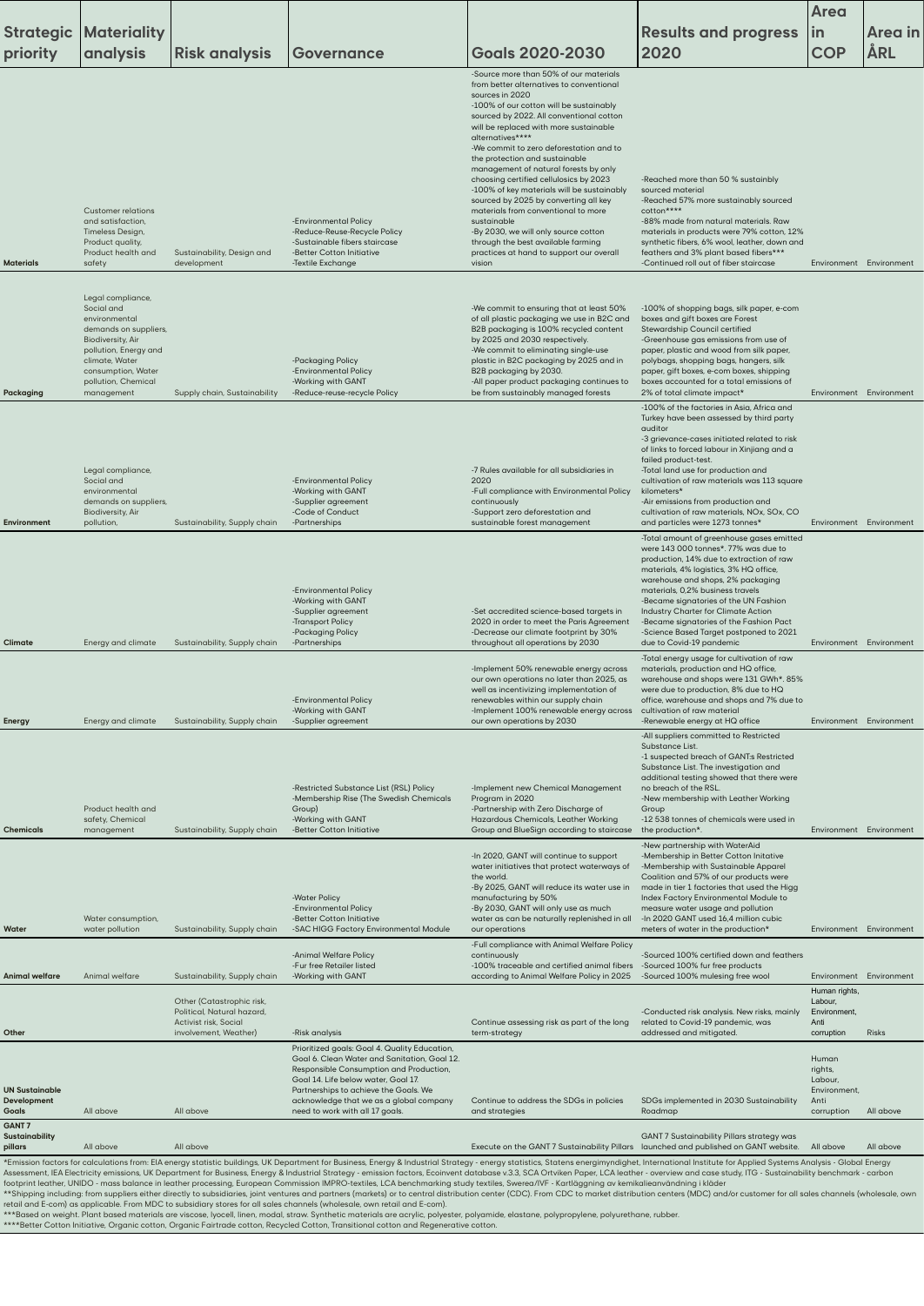| Strategic priority | Materiality analysis | Risk analysis | Governance | Goals 2020-2030 | Results and progress 2020 | Area in COP | Area in ÅRL |
|---|---|---|---|---|---|---|---|
| Materials | Customer relations and satisfaction, Timeless Design, Product quality, Product health and safety | Sustainability, Design and development | -Environmental Policy<br>-Reduce-Reuse-Recycle Policy<br>-Sustainable fibers staircase<br>-Better Cotton Initiative<br>-Textile Exchange | -Source more than 50% of our materials from better alternatives to conventional sources in 2020<br>-100% of our cotton will be sustainably sourced by 2022. All conventional cotton will be replaced with more sustainable alternatives****<br>-We commit to zero deforestation and to the protection and sustainable management of natural forests by only choosing certified cellulosics by 2023<br>-100% of key materials will be sustainably sourced by 2025 by converting all key materials from conventional to more sustainable<br>-By 2030, we will only source cotton through the best available farming practices at hand to support our overall vision | -Reached more than 50 % sustainbly sourced material<br>-Reached 57% more sustainably sourced cotton****<br>-88% made from natural materials. Raw materials in products were 79% cotton, 12% synthetic fibers, 6% wool, leather, down and feathers and 3% plant based fibers***<br>-Continued roll out of fiber staircase | Environment | Environment |
| Packaging | Legal compliance, Social and environmental demands on suppliers, Biodiversity, Air pollution, Energy and climate, Water consumption, Water pollution, Chemical management | Supply chain, Sustainability | -Packaging Policy<br>-Environmental Policy<br>-Working with GANT<br>-Reduce-reuse-recycle Policy | -We commit to ensuring that at least 50% of all plastic packaging we use in B2C and B2B packaging is 100% recycled content by 2025 and 2030 respectively.<br>-We commit to eliminating single-use plastic in B2C packaging by 2025 and in B2B packaging by 2030.<br>-All paper product packaging continues to be from sustainably managed forests | -100% of shopping bags, silk paper, e-com boxes and gift boxes are Forest Stewardship Council certified<br>-Greenhouse gas emissions from use of paper, plastic and wood from silk paper, polybags, shopping bags, hangers, silk paper, gift boxes, e-com boxes, shipping boxes accounted for a total emissions of 2% of total climate impact* | Environment | Environment |
| Environment | Legal compliance, Social and environmental demands on suppliers, Biodiversity, Air pollution, | Sustainability, Supply chain | -Environmental Policy<br>-Working with GANT<br>-Supplier agreement<br>-Code of Conduct<br>-Partnerships | -7 Rules available for all subsidiaries in 2020<br>-Full compliance with Environmental Policy continuously<br>-Support zero deforestation and sustainable forest management | -100% of the factories in Asia, Africa and Turkey have been assessed by third party auditor<br>-3 grievance-cases initiated related to risk of links to forced labour in Xinjiang and a failed product-test.<br>-Total land use for production and cultivation of raw materials was 113 square kilometers*<br>-Air emissions from production and cultivation of raw materials, NOx, SOx, CO and particles were 1273 tonnes* | Environment | Environment |
| Climate | Energy and climate | Sustainability, Supply chain | -Environmental Policy<br>-Working with GANT<br>-Supplier agreement<br>-Transport Policy<br>-Packaging Policy<br>-Partnerships | -Set accredited science-based targets in 2020 in order to meet the Paris Agreement<br>-Decrease our climate footprint by 30% throughout all operations by 2030 | -Total amount of greenhouse gases emitted were 143 000 tonnes*. 77% was due to production, 14% due to extraction of raw materials, 4% logistics, 3% HQ office, warehouse and shops, 2% packaging materials, 0,2% business travels<br>-Became signatories of the UN Fashion Industry Charter for Climate Action<br>-Became signatories of the Fashion Pact<br>-Science Based Target postponed to 2021 due to Covid-19 pandemic | Environment | Environment |
| Energy | Energy and climate | Sustainability, Supply chain | -Environmental Policy<br>-Working with GANT<br>-Supplier agreement | -Implement 50% renewable energy across our own operations no later than 2025, as well as incentivizing implementation of renewables within our supply chain<br>-Implement 100% renewable energy across our own operations by 2030 | -Total energy usage for cultivation of raw materials, production and HQ office, warehouse and shops were 131 GWh*. 85% were due to production, 8% due to HQ office, warehouse and shops and 7% due to cultivation of raw material<br>-Renewable energy at HQ office | Environment | Environment |
| Chemicals | Product health and safety, Chemical management | Sustainability, Supply chain | -Restricted Substance List (RSL) Policy<br>-Membership Rise (The Swedish Chemicals Group)<br>-Working with GANT<br>-Better Cotton Initiative | -Implement new Chemical Management Program in 2020<br>-Partnership with Zero Discharge of Hazardous Chemicals, Leather Working Group and BlueSign according to staircase | -All suppliers committed to Restricted Substance List.<br>-1 suspected breach of GANTs Restricted Substance List. The investigation and additional testing showed that there were no breach of the RSL.<br>-New membership with Leather Working Group<br>-12 538 tonnes of chemicals were used in the production*. | Environment | Environment |
| Water | Water consumption, water pollution | Sustainability, Supply chain | -Water Policy<br>-Environmental Policy<br>-Better Cotton Initiative<br>-SAC HIGG Factory Environmental Module | -In 2020, GANT will continue to support water initiatives that protect waterways of the world.<br>-By 2025, GANT will reduce its water use in manufacturing by 50%<br>-By 2030, GANT will only use as much water as can be naturally replenished in all our operations | -New partnership with WaterAid<br>-Membership in Better Cotton Initative<br>-Membership with Sustainable Apparel Coalition and 57% of our products were made in tier 1 factories that used the Higg Index Factory Environmental Module to measure water usage and pollution<br>-In 2020 GANT used 16,4 million cubic meters of water in the production* | Environment | Environment |
| Animal welfare | Animal welfare | Sustainability, Supply chain | -Animal Welfare Policy<br>-Fur free Retailer listed<br>-Working with GANT | -Full compliance with Animal Welfare Policy continuously<br>-100% traceable and certified animal fibers according to Animal Welfare Policy in 2025 | -Sourced 100% certified down and feathers<br>-Sourced 100% fur free products<br>-Sourced 100% mulesing free wool | Environment | Environment |
| Other | | Other (Catastrophic risk, Political, Natural hazard, Activist risk, Social involvement, Weather) | -Risk analysis | Continue assessing risk as part of the long term-strategy | -Conducted risk analysis. New risks, mainly related to Covid-19 pandemic, was addressed and mitigated. | Human rights, Labour, Environment, Anti corruption | Risks |
| UN Sustainable Development Goals | All above | All above | Prioritized goals: Goal 4. Quality Education, Goal 6. Clean Water and Sanitation, Goal 12. Responsible Consumption and Production, Goal 14. Life below water, Goal 17. Partnerships to achieve the Goals. We acknowledge that we as a global company need to work with all 17 goals. | Continue to address the SDGs in policies and strategies | SDGs implemented in 2030 Sustainability Roadmap | Human rights, Labour, Environment, Anti corruption | All above |
| GANT 7 Sustainability pillars | All above | All above | | Execute on the GANT 7 Sustainability Pillars | GANT 7 Sustainability Pillars strategy was launched and published on GANT website. | All above | All above |

*Emission factors for calculations from: EIA energy statistic buildings, UK Department for Business, Energy & Industrial Strategy - energy statistics, Statens energimyndighet, International Institute for Applied Systems Analysis - Global Energy Assessment, IEA Electricity emissions, UK Department for Business, Energy & Industrial Strategy - emission factors, Ecoinvent database v.3.3, SCA Ortviken Paper, LCA leather - overview and case study, ITG - Sustainability benchmark - carbon footprint leather, UNIDO - mass balance in leather processing, European Commission IMPRO-textiles, LCA benchmarking study textiles, Swerea/IVF - Kartläggning av kemikalieanvändning i kläder

**Shipping including: from suppliers either directly to subsidiaries, joint ventures and partners (markets) or to central distribution center (CDC). From CDC to market distribution centers (MDC) and/or customer for all sales channels (wholesale, own retail and E-com) as applicable. From MDC to subsidiary stores for all sales channels (wholesale, own retail and E-com).

***Based on weight. Plant based materials are viscose, lyocell, linen, modal, straw. Synthetic materials are acrylic, polyester, polyamide, elastane, polypropylene, polyurethane, rubber.

****Better Cotton Initiative, Organic cotton, Organic Fairtrade cotton, Recycled Cotton, Transitional cotton and Regenerative cotton.